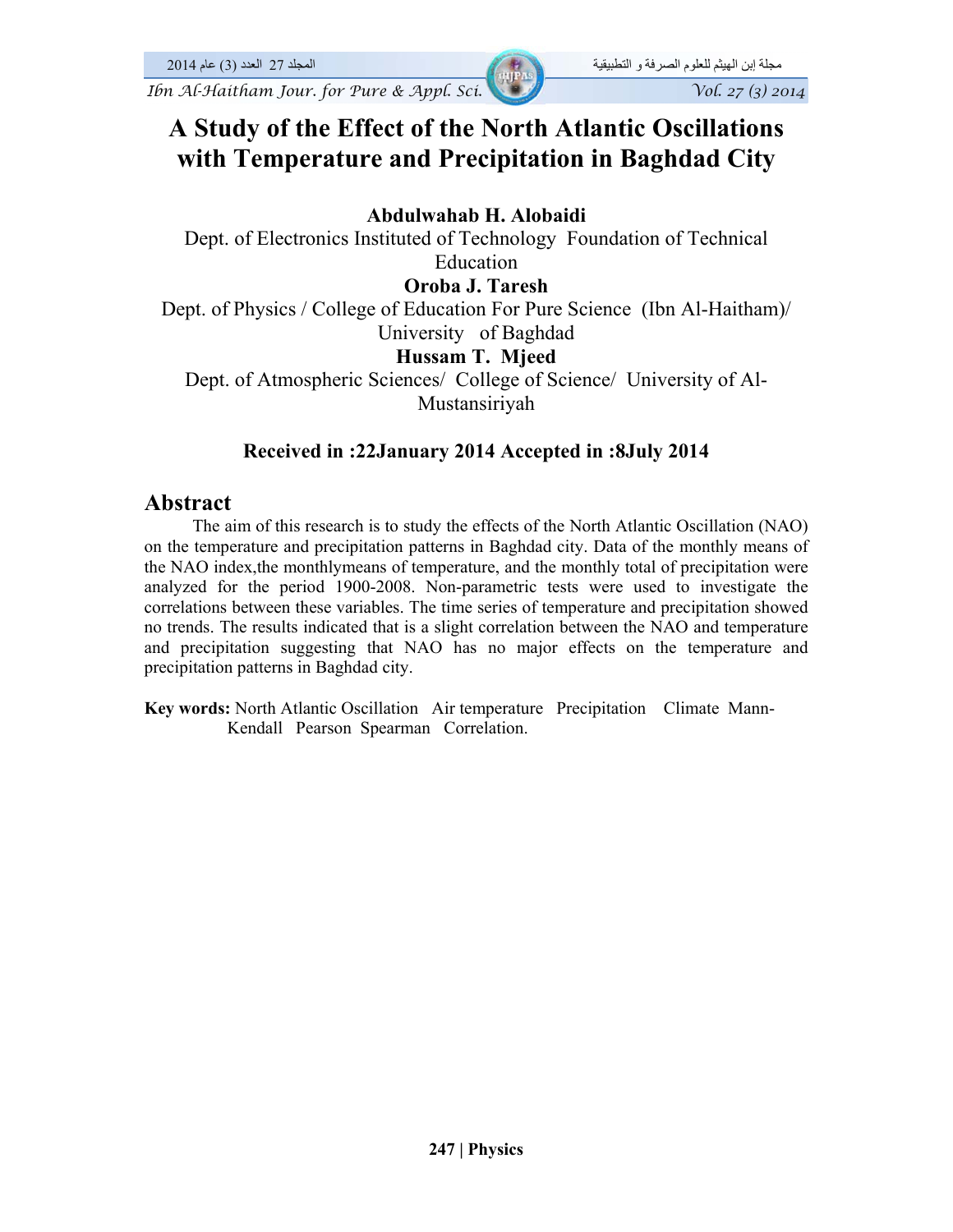# A Study of the Effect of the North Atlantic Oscillations with Temperature and Precipitation in Baghdad City

**Abdulwahab H. Alobaidi**

Dept. of Electronics Instituted of Technology Foundation of Technical Education

**Oroba J. Taresh**

Dept. of Physics / College of Education For Pure Science (Ibn Al-Haitham)/ University of Baghdad

**Hussam T. Mjeed**

Dept. of Atmospheric Sciences/ College of Science/ University of Al-Mustansiriyah

**Received in :22January 2014 Accepted in :8July 2014**

## Abstract

The aim of this research is to study the effects of the North Atlantic Oscillation (NAO) on the temperature and precipitation patterns in Baghdad city. Data of the monthly means of the NAO index,the monthlymeans of temperature, and the monthly total of precipitation were analyzed for the period 1900-2008. Non-parametric tests were used to investigate the correlations between these variables. The time series of temperature and precipitation showed no trends. The results indicated that is a slight correlation between the NAO and temperature and precipitation suggesting that NAO has no major effects on the temperature and precipitation patterns in Baghdad city.

**Key words:** North Atlantic Oscillation Air temperature Precipitation Climate Mann-Kendall Pearson Spearman Correlation.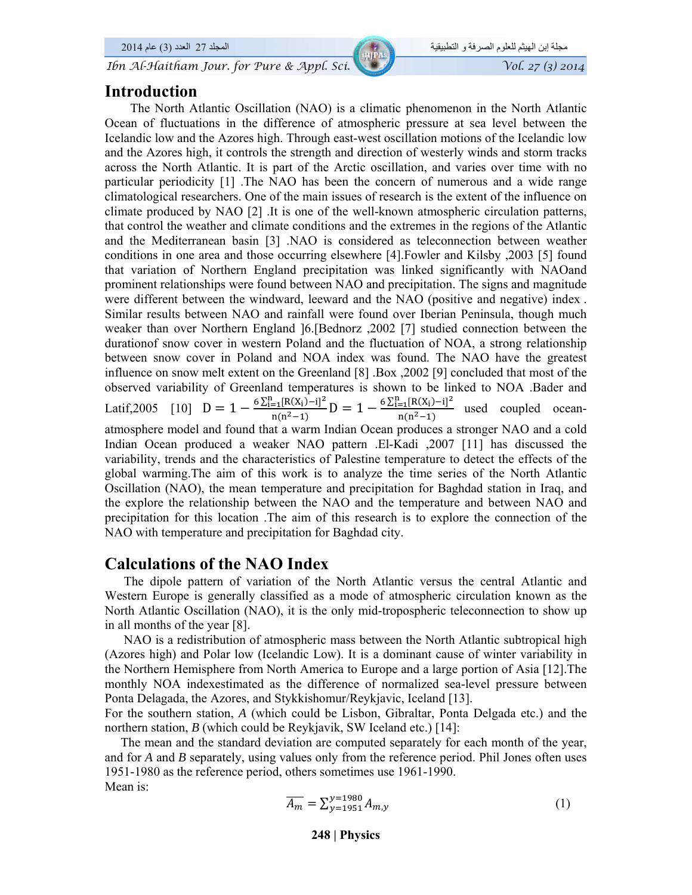## Introduction

The North Atlantic Oscillation (NAO) is a climatic phenomenon in the North Atlantic Ocean of fluctuations in the difference of atmospheric pressure at sea level between the Icelandic low and the Azores high. Through east-west oscillation motions of the Icelandic low and the Azores high, it controls the strength and direction of westerly winds and storm tracks across the North Atlantic. It is part of the Arctic oscillation, and varies over time with no particular periodicity [1] .The NAO has been the concern of numerous and a wide range climatological researchers. One of the main issues of research is the extent of the influence on climate produced by NAO [2] .It is one of the well-known atmospheric circulation patterns, that control the weather and climate conditions and the extremes in the regions of the Atlantic and the Mediterranean basin [3] .NAO is considered as teleconnection between weather conditions in one area and those occurring elsewhere [4].Fowler and Kilsby ,2003 [5] found that variation of Northern England precipitation was linked significantly with NAOand prominent relationships were found between NAO and precipitation. The signs and magnitude were different between the windward, leeward and the NAO (positive and negative) index . Similar results between NAO and rainfall were found over Iberian Peninsula, though much weaker than over Northern England ]6.[Bednorz ,2002 [7] studied connection between the durationof snow cover in western Poland and the fluctuation of NOA, a strong relationship between snow cover in Poland and NOA index was found. The NAO have the greatest influence on snow melt extent on the Greenland [8] .Box ,2002 [9] concluded that most of the observed variability of Greenland temperatures is shown to be linked to NOA .Bader and Latif,2005 [10] $D = 1 - \frac{6\sum_{i=1}^{n}[R(X_i) - i]^2}{n(n^2-1)}$ $D = 1 - \frac{6\sum_{i=1}^{n}[R(X_i) - i]^2}{n(n^2-1)}$ used coupled ocean-atmosphere model and found that a warm Indian Ocean produces a stronger NAO and a cold Indian Ocean produced a weaker NAO pattern .El-Kadi ,2007 [11] has discussed the variability, trends and the characteristics of Palestine temperature to detect the effects of the global warming.The aim of this work is to analyze the time series of the North Atlantic Oscillation (NAO), the mean temperature and precipitation for Baghdad station in Iraq, and the explore the relationship between the NAO and the temperature and between NAO and precipitation for this location .The aim of this research is to explore the connection of the NAO with temperature and precipitation for Baghdad city.

## Calculations of the NAO Index

The dipole pattern of variation of the North Atlantic versus the central Atlantic and Western Europe is generally classified as a mode of atmospheric circulation known as the North Atlantic Oscillation (NAO), it is the only mid-tropospheric teleconnection to show up in all months of the year [8].

NAO is a redistribution of atmospheric mass between the North Atlantic subtropical high (Azores high) and Polar low (Icelandic Low). It is a dominant cause of winter variability in the Northern Hemisphere from North America to Europe and a large portion of Asia [12].The monthly NOA indexestimated as the difference of normalized sea-level pressure between Ponta Delagada, the Azores, and Stykkishomur/Reykjavic, Iceland [13].

For the southern station, *A* (which could be Lisbon, Gibraltar, Ponta Delgada etc.) and the northern station, *B* (which could be Reykjavik, SW Iceland etc.) [14]:

The mean and the standard deviation are computed separately for each month of the year, and for *A* and *B* separately, using values only from the reference period. Phil Jones often uses 1951-1980 as the reference period, others sometimes use 1961-1990.

Mean is:

$$\overline{A_m} = \sum_{y=1951}^{y=1980} A_{m,y} \tag{1}$$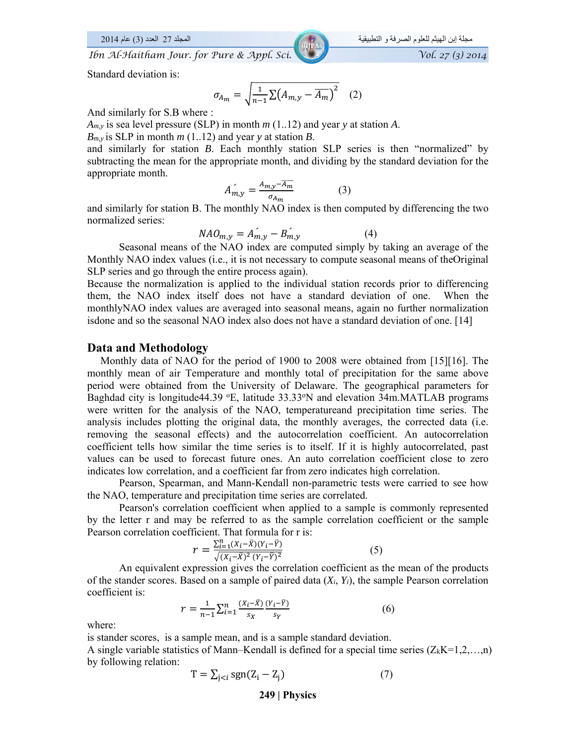Standard deviation is:

$$\sigma_{A_m} = \sqrt{\frac{1}{n-1}\sum\left(A_{m,y} - \overline{A_m}\right)^2} \quad (2)$$

And similarly for S.B where :

$A_{m,y}$ is sea level pressure (SLP) in month *m* (1..12) and year *y* at station *A*.

$B_{m,y}$ is SLP in month *m* (1..12) and year *y* at station *B*.

and similarly for station *B*. Each monthly station SLP series is then "normalized" by subtracting the mean for the appropriate month, and dividing by the standard deviation for the appropriate month.

$$\acute{A}_{m,y} = \frac{A_{m,y} - \overline{A_m}}{\sigma_{A_m}} \quad (3)$$

and similarly for station B. The monthly NAO index is then computed by differencing the two normalized series:

$$NAO_{m,y} = \acute{A}_{m,y} - \acute{B}_{m,y} \quad (4)$$

Seasonal means of the NAO index are computed simply by taking an average of the Monthly NAO index values (i.e., it is not necessary to compute seasonal means of theOriginal SLP series and go through the entire process again).

Because the normalization is applied to the individual station records prior to differencing them, the NAO index itself does not have a standard deviation of one. When the monthlyNAO index values are averaged into seasonal means, again no further normalization isdone and so the seasonal NAO index also does not have a standard deviation of one. [14]

## Data and Methodology

Monthly data of NAO for the period of 1900 to 2008 were obtained from [15][16]. The monthly mean of air Temperature and monthly total of precipitation for the same above period were obtained from the University of Delaware. The geographical parameters for Baghdad city is longitude44.39 °E, latitude 33.33°N and elevation 34m.MATLAB programs were written for the analysis of the NAO, temperatureand precipitation time series. The analysis includes plotting the original data, the monthly averages, the corrected data (i.e. removing the seasonal effects) and the autocorrelation coefficient. An autocorrelation coefficient tells how similar the time series is to itself. If it is highly autocorrelated, past values can be used to forecast future ones. An auto correlation coefficient close to zero indicates low correlation, and a coefficient far from zero indicates high correlation.

Pearson, Spearman, and Mann-Kendall non-parametric tests were carried to see how the NAO, temperature and precipitation time series are correlated.

Pearson's correlation coefficient when applied to a sample is commonly represented by the letter r and may be referred to as the sample correlation coefficient or the sample Pearson correlation coefficient. That formula for r is:

$$r = \frac{\sum_{i=1}^{n}(X_i-\bar{X})(Y_i-\bar{Y})}{\sqrt{(X_i-\bar{X})^2\,(Y_i-\bar{Y})^2}} \quad (5)$$

An equivalent expression gives the correlation coefficient as the mean of the products of the stander scores. Based on a sample of paired data ($X_i$, $Y_i$), the sample Pearson correlation coefficient is:

$$r = \frac{1}{n-1}\sum_{i=1}^{n}\frac{(X_i-\bar{X})}{s_X}\frac{(Y_i-\bar{Y})}{s_Y} \quad (6)$$

where:

is stander scores, is a sample mean, and is a sample standard deviation.

A single variable statistics of Mann–Kendall is defined for a special time series ($Z_k$K=1,2,…,n) by following relation:

$$T = \sum_{j<i}\operatorname{sgn}(Z_i - Z_j) \quad (7)$$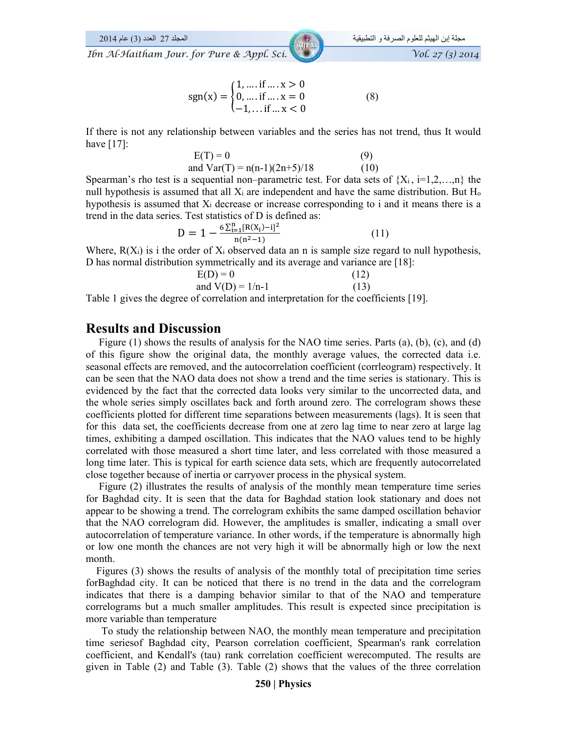$$\operatorname{sgn}(x) = \begin{cases} 1, \ldots . \text{if} \ldots . x > 0 \\ 0, \ldots . \text{if} \ldots . x = 0 \\ -1, \ldots \text{if} \ldots x < 0 \end{cases} \qquad (8)$$

If there is not any relationship between variables and the series has not trend, thus It would have [17]:

$$E(T) = 0 \qquad (9)$$

$$\text{and } Var(T) = n(n-1)(2n+5)/18 \qquad (10)$$

Spearman's rho test is a sequential non–parametric test. For data sets of $\{X_i, i=1,2,\ldots,n\}$ the null hypothesis is assumed that all $X_i$ are independent and have the same distribution. But $H_o$ hypothesis is assumed that $X_i$ decrease or increase corresponding to i and it means there is a trend in the data series. Test statistics of D is defined as:

$$D = 1 - \frac{6\sum_{i=1}^{n}[R(X_i) - i]^2}{n(n^2-1)} \qquad (11)$$

Where, $R(X_i)$ is i the order of $X_i$ observed data an n is sample size regard to null hypothesis, D has normal distribution symmetrically and its average and variance are [18]:

$$E(D) = 0 \qquad (12)$$

$$\text{and } V(D) = 1/n\text{-}1 \qquad (13)$$

Table 1 gives the degree of correlation and interpretation for the coefficients [19].

## Results and Discussion

Figure (1) shows the results of analysis for the NAO time series. Parts (a), (b), (c), and (d) of this figure show the original data, the monthly average values, the corrected data i.e. seasonal effects are removed, and the autocorrelation coefficient (corrleogram) respectively. It can be seen that the NAO data does not show a trend and the time series is stationary. This is evidenced by the fact that the corrected data looks very similar to the uncorrected data, and the whole series simply oscillates back and forth around zero. The correlogram shows these coefficients plotted for different time separations between measurements (lags). It is seen that for this data set, the coefficients decrease from one at zero lag time to near zero at large lag times, exhibiting a damped oscillation. This indicates that the NAO values tend to be highly correlated with those measured a short time later, and less correlated with those measured a long time later. This is typical for earth science data sets, which are frequently autocorrelated close together because of inertia or carryover process in the physical system.

Figure (2) illustrates the results of analysis of the monthly mean temperature time series for Baghdad city. It is seen that the data for Baghdad station look stationary and does not appear to be showing a trend. The correlogram exhibits the same damped oscillation behavior that the NAO correlogram did. However, the amplitudes is smaller, indicating a small over autocorrelation of temperature variance. In other words, if the temperature is abnormally high or low one month the chances are not very high it will be abnormally high or low the next month.

Figures (3) shows the results of analysis of the monthly total of precipitation time series forBaghdad city. It can be noticed that there is no trend in the data and the correlogram indicates that there is a damping behavior similar to that of the NAO and temperature correlograms but a much smaller amplitudes. This result is expected since precipitation is more variable than temperature

To study the relationship between NAO, the monthly mean temperature and precipitation time seriesof Baghdad city, Pearson correlation coefficient, Spearman's rank correlation coefficient, and Kendall's (tau) rank correlation coefficient werecomputed. The results are given in Table (2) and Table (3). Table (2) shows that the values of the three correlation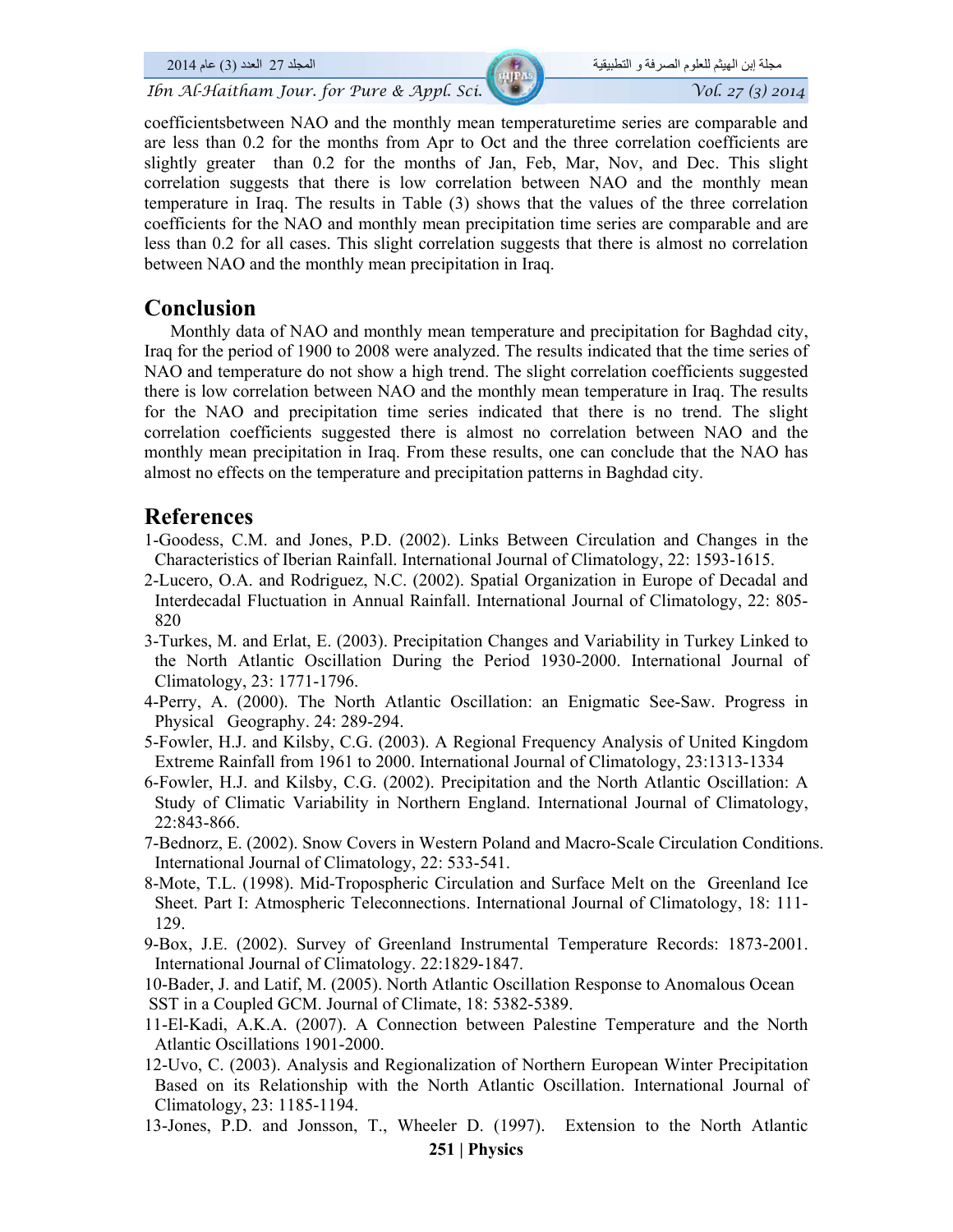coefficientsbetween NAO and the monthly mean temperaturetime series are comparable and are less than 0.2 for the months from Apr to Oct and the three correlation coefficients are slightly greater than 0.2 for the months of Jan, Feb, Mar, Nov, and Dec. This slight correlation suggests that there is low correlation between NAO and the monthly mean temperature in Iraq. The results in Table (3) shows that the values of the three correlation coefficients for the NAO and monthly mean precipitation time series are comparable and are less than 0.2 for all cases. This slight correlation suggests that there is almost no correlation between NAO and the monthly mean precipitation in Iraq.

## Conclusion

Monthly data of NAO and monthly mean temperature and precipitation for Baghdad city, Iraq for the period of 1900 to 2008 were analyzed. The results indicated that the time series of NAO and temperature do not show a high trend. The slight correlation coefficients suggested there is low correlation between NAO and the monthly mean temperature in Iraq. The results for the NAO and precipitation time series indicated that there is no trend. The slight correlation coefficients suggested there is almost no correlation between NAO and the monthly mean precipitation in Iraq. From these results, one can conclude that the NAO has almost no effects on the temperature and precipitation patterns in Baghdad city.

## References

1-Goodess, C.M. and Jones, P.D. (2002). Links Between Circulation and Changes in the Characteristics of Iberian Rainfall. International Journal of Climatology, 22: 1593-1615.

2-Lucero, O.A. and Rodriguez, N.C. (2002). Spatial Organization in Europe of Decadal and Interdecadal Fluctuation in Annual Rainfall. International Journal of Climatology, 22: 805-820

3-Turkes, M. and Erlat, E. (2003). Precipitation Changes and Variability in Turkey Linked to the North Atlantic Oscillation During the Period 1930-2000. International Journal of Climatology, 23: 1771-1796.

4-Perry, A. (2000). The North Atlantic Oscillation: an Enigmatic See-Saw. Progress in Physical Geography. 24: 289-294.

5-Fowler, H.J. and Kilsby, C.G. (2003). A Regional Frequency Analysis of United Kingdom Extreme Rainfall from 1961 to 2000. International Journal of Climatology, 23:1313-1334

6-Fowler, H.J. and Kilsby, C.G. (2002). Precipitation and the North Atlantic Oscillation: A Study of Climatic Variability in Northern England. International Journal of Climatology, 22:843-866.

7-Bednorz, E. (2002). Snow Covers in Western Poland and Macro-Scale Circulation Conditions. International Journal of Climatology, 22: 533-541.

8-Mote, T.L. (1998). Mid-Tropospheric Circulation and Surface Melt on the Greenland Ice Sheet. Part I: Atmospheric Teleconnections. International Journal of Climatology, 18: 111-129.

9-Box, J.E. (2002). Survey of Greenland Instrumental Temperature Records: 1873-2001. International Journal of Climatology. 22:1829-1847.

10-Bader, J. and Latif, M. (2005). North Atlantic Oscillation Response to Anomalous Ocean SST in a Coupled GCM. Journal of Climate, 18: 5382-5389.

11-El-Kadi, A.K.A. (2007). A Connection between Palestine Temperature and the North Atlantic Oscillations 1901-2000.

12-Uvo, C. (2003). Analysis and Regionalization of Northern European Winter Precipitation Based on its Relationship with the North Atlantic Oscillation. International Journal of Climatology, 23: 1185-1194.

13-Jones, P.D. and Jonsson, T., Wheeler D. (1997). Extension to the North Atlantic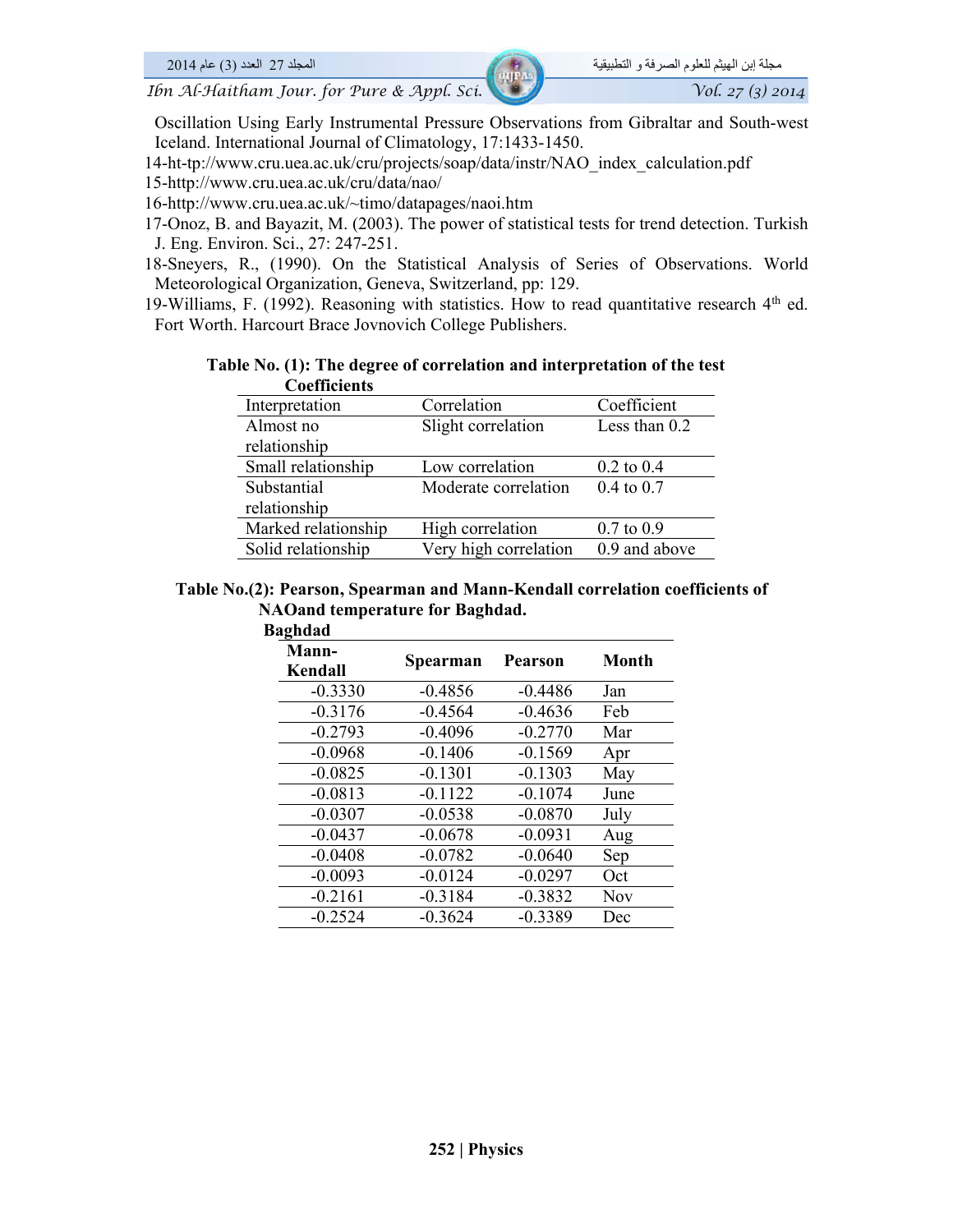Oscillation Using Early Instrumental Pressure Observations from Gibraltar and South-west Iceland. International Journal of Climatology, 17:1433-1450.

14-ht-tp://www.cru.uea.ac.uk/cru/projects/soap/data/instr/NAO_index_calculation.pdf

15-http://www.cru.uea.ac.uk/cru/data/nao/

16-http://www.cru.uea.ac.uk/~timo/datapages/naoi.htm

17-Onoz, B. and Bayazit, M. (2003). The power of statistical tests for trend detection. Turkish J. Eng. Environ. Sci., 27: 247-251.

18-Sneyers, R., (1990). On the Statistical Analysis of Series of Observations. World Meteorological Organization, Geneva, Switzerland, pp: 129.

19-Williams, F. (1992). Reasoning with statistics. How to read quantitative research 4th ed. Fort Worth. Harcourt Brace Jovnovich College Publishers.

**Table No. (1): The degree of correlation and interpretation of the test Coefficients**

| Interpretation | Correlation | Coefficient |
|---|---|---|
| Almost no relationship | Slight correlation | Less than 0.2 |
| Small relationship | Low correlation | 0.2 to 0.4 |
| Substantial relationship | Moderate correlation | 0.4 to 0.7 |
| Marked relationship | High correlation | 0.7 to 0.9 |
| Solid relationship | Very high correlation | 0.9 and above |

**Table No.(2): Pearson, Spearman and Mann-Kendall correlation coefficients of NAOand temperature for Baghdad.**

**Baghdad**

| Mann-Kendall | Spearman | Pearson | Month |
|---|---|---|---|
| -0.3330 | -0.4856 | -0.4486 | Jan |
| -0.3176 | -0.4564 | -0.4636 | Feb |
| -0.2793 | -0.4096 | -0.2770 | Mar |
| -0.0968 | -0.1406 | -0.1569 | Apr |
| -0.0825 | -0.1301 | -0.1303 | May |
| -0.0813 | -0.1122 | -0.1074 | June |
| -0.0307 | -0.0538 | -0.0870 | July |
| -0.0437 | -0.0678 | -0.0931 | Aug |
| -0.0408 | -0.0782 | -0.0640 | Sep |
| -0.0093 | -0.0124 | -0.0297 | Oct |
| -0.2161 | -0.3184 | -0.3832 | Nov |
| -0.2524 | -0.3624 | -0.3389 | Dec |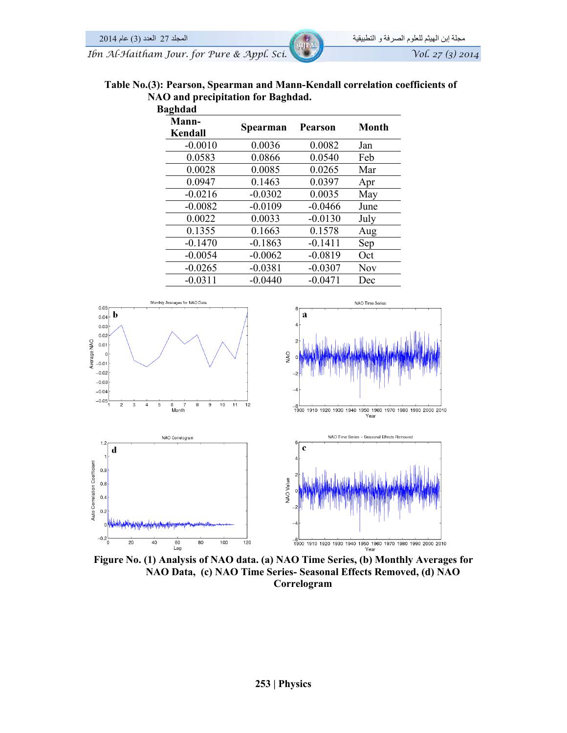**Table No.(3): Pearson, Spearman and Mann-Kendall correlation coefficients of NAO and precipitation for Baghdad.**

| Baghdad | | | |
|---|---|---|---|
| **Mann-Kendall** | **Spearman** | **Pearson** | **Month** |
| -0.0010 | 0.0036 | 0.0082 | Jan |
| 0.0583 | 0.0866 | 0.0540 | Feb |
| 0.0028 | 0.0085 | 0.0265 | Mar |
| 0.0947 | 0.1463 | 0.0397 | Apr |
| -0.0216 | -0.0302 | 0.0035 | May |
| -0.0082 | -0.0109 | -0.0466 | June |
| 0.0022 | 0.0033 | -0.0130 | July |
| 0.1355 | 0.1663 | 0.1578 | Aug |
| -0.1470 | -0.1863 | -0.1411 | Sep |
| -0.0054 | -0.0062 | -0.0819 | Oct |
| -0.0265 | -0.0381 | -0.0307 | Nov |
| -0.0311 | -0.0440 | -0.0471 | Dec |

**Figure No. (1) Analysis of NAO data. (a) NAO Time Series, (b) Monthly Averages for NAO Data, (c) NAO Time Series- Seasonal Effects Removed, (d) NAO Correlogram**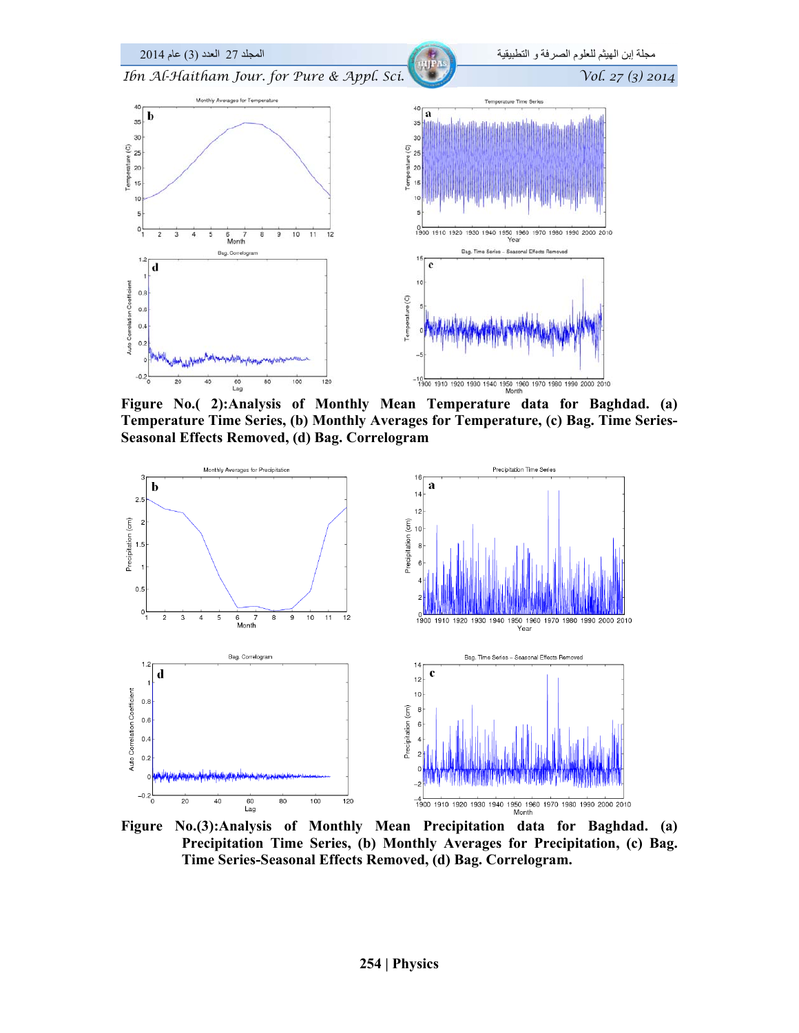**Figure No.( 2):Analysis of Monthly Mean Temperature data for Baghdad. (a) Temperature Time Series, (b) Monthly Averages for Temperature, (c) Bag. Time Series-Seasonal Effects Removed, (d) Bag. Correlogram**

**Figure No.(3):Analysis of Monthly Mean Precipitation data for Baghdad. (a) Precipitation Time Series, (b) Monthly Averages for Precipitation, (c) Bag. Time Series-Seasonal Effects Removed, (d) Bag. Correlogram.**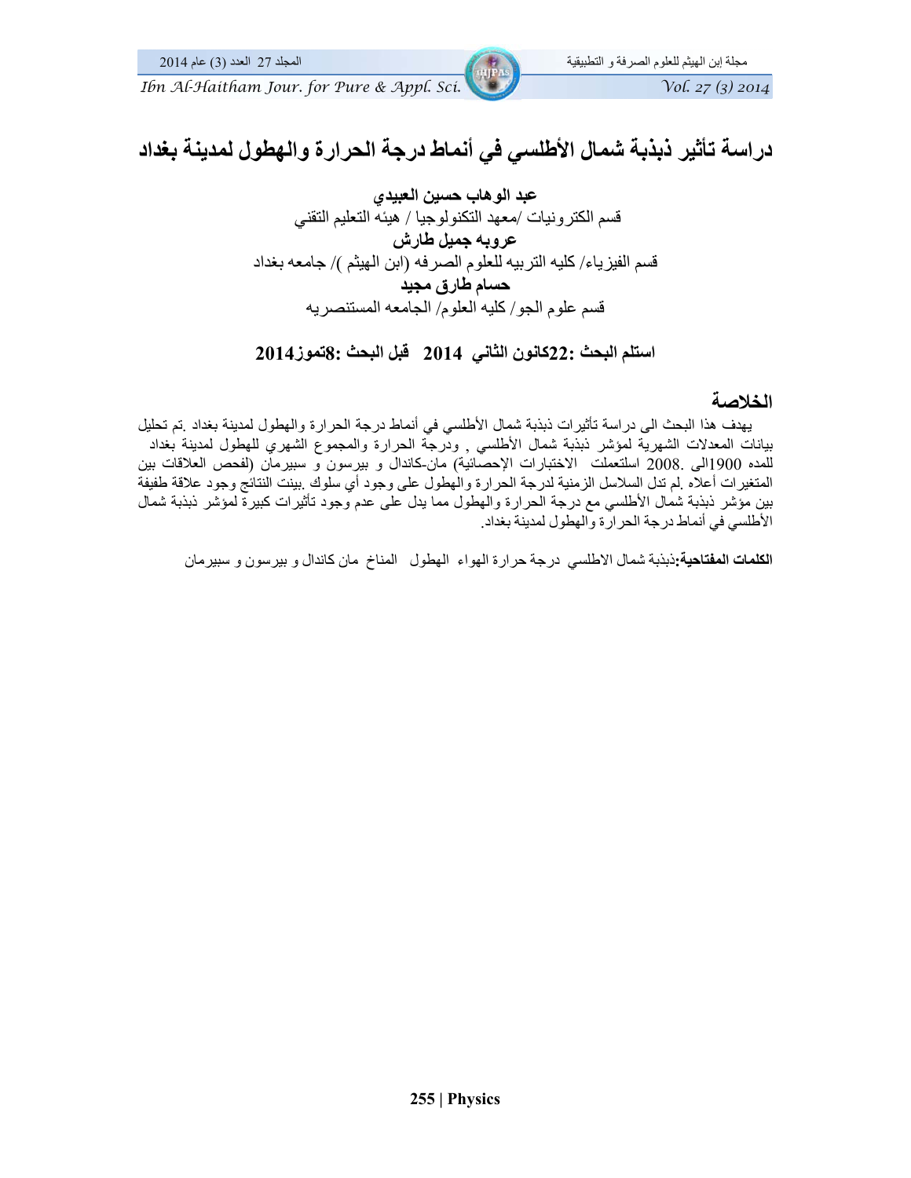# دراسة تأثير ذبذبة شمال الأطلسي في أنماط درجة الحرارة والهطول لمدينة بغداد

**عبد الوهاب حسين العبيدي**

قسم الالكترونيات /معهد التكنولوجيا / هيئه التعليم التقني

**عروبه جميل طارش**

قسم الفيزياء/ كليه التربيه للعلوم الصرفه (ابن الهيثم )/ جامعه بغداد

**حسام طارق مجيد**

قسم علوم الجو/ كليه العلوم/ الجامعه المستنصريه

**استلم البحث :22كانون الثاني 2014 قبل البحث :8تموز2014**

## الخلاصة

يهدف هذا البحث الى دراسة تأثيرات ذبذبة شمال الأطلسي في أنماط درجة الحرارة والهطول لمدينة بغداد .تم تحليل بيانات المعدلات الشهرية لمؤشر ذبذبة شمال الأطلسي , ودرجة الحرارة والمجموع الشهري للهطول لمدينة بغداد للمده 1900الى .2008 استلعملت الاختبارات الإحصائية) مان-كاندال و بيرسون و سبيرمان (لفحص العلاقات بين المتغيرات أعلاه .لم تدل السلاسل الزمنية لدرجة الحرارة والهطول على وجود أي سلوك .بينت النتائج وجود علاقة طفيفة بين مؤشر ذبذبة شمال الأطلسي مع درجة الحرارة والهطول مما يدل على عدم وجود تأثيرات كبيرة لمؤشر ذبذبة شمال الأطلسي في أنماط درجة الحرارة والهطول لمدينة بغداد.

**الكلمات المفتاحية:**ذبذبة شمال الاطلسي درجة حرارة الهواء الهطول المناخ مان كاندال و بيرسون و سبيرمان